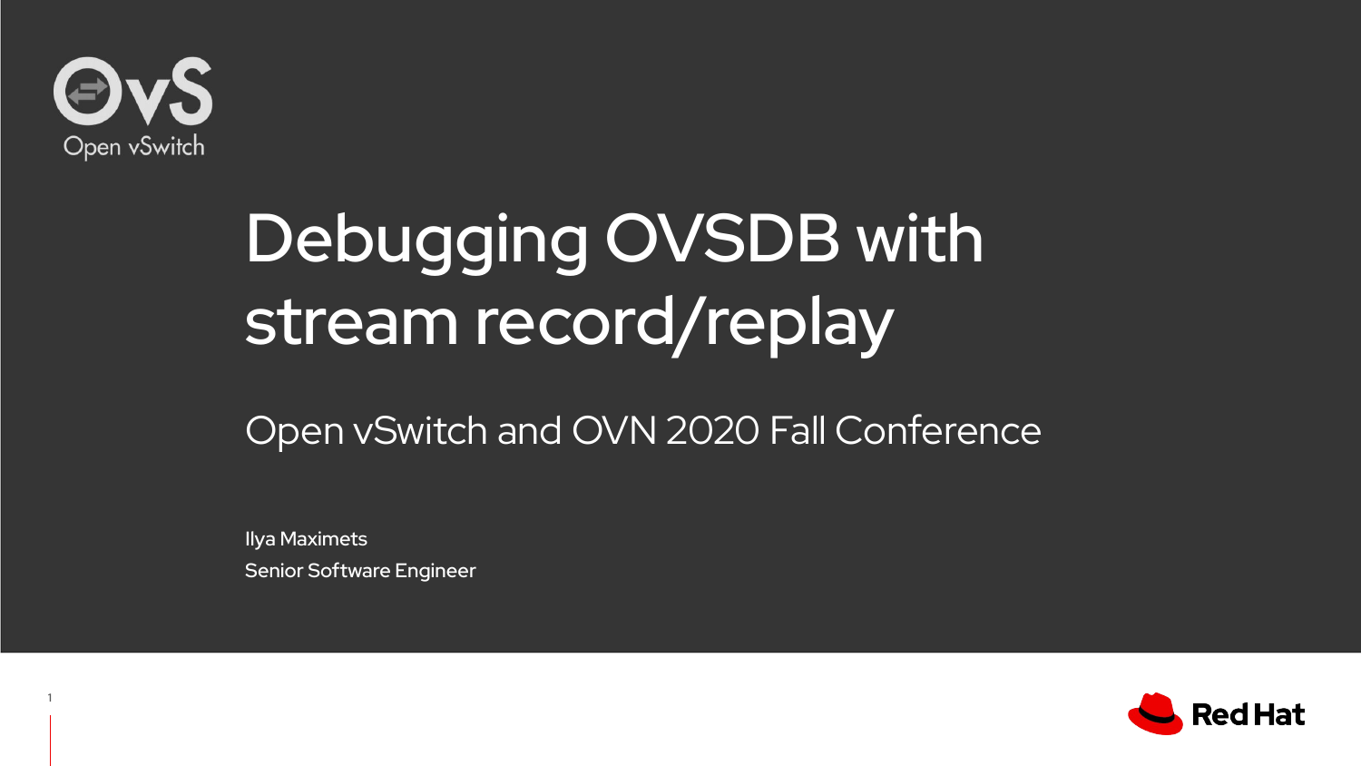Open vSwitch

# Debugging OVSDB with stream record/replay

## Open vSwitch and OVN 2020 Fall Conference

Ilya Maximets

Senior Software Engineer

Red Hat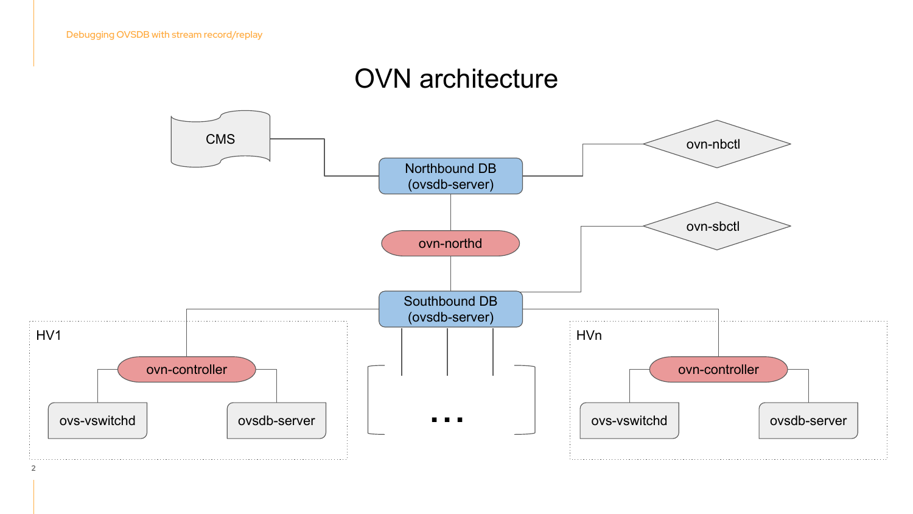# OVN architecture

CMS

Northbound DB
(ovsdb-server)

ovn-nbctl

ovn-northd

ovn-sbctl

Southbound DB
(ovsdb-server)

HV1

ovn-controller

ovs-vswitchd

ovsdb-server

...

HVn

ovn-controller

ovs-vswitchd

ovsdb-server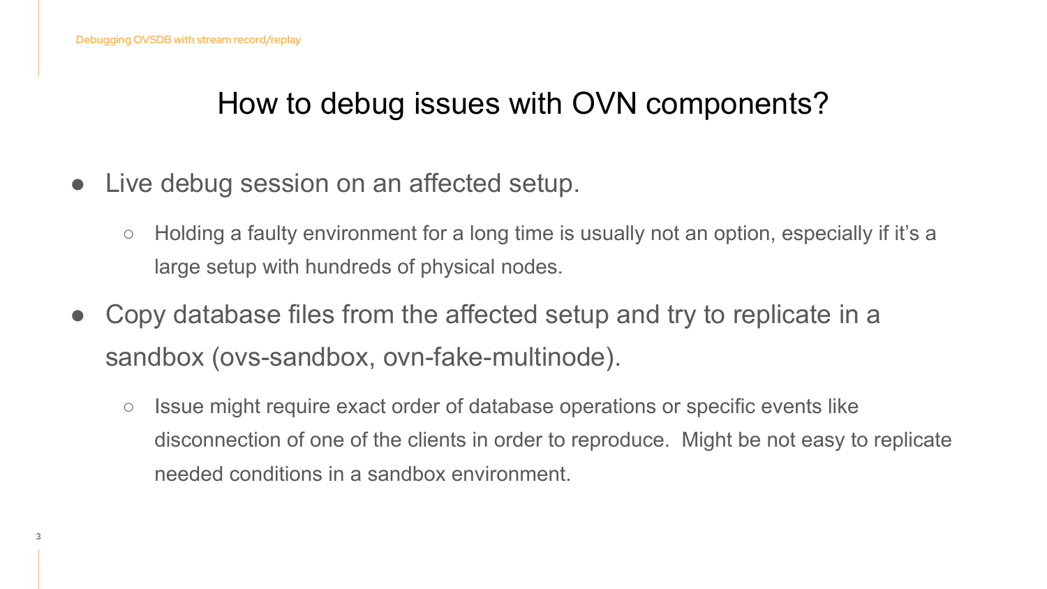# How to debug issues with OVN components?

- Live debug session on an affected setup.
  - Holding a faulty environment for a long time is usually not an option, especially if it's a large setup with hundreds of physical nodes.
- Copy database files from the affected setup and try to replicate in a sandbox (ovs-sandbox, ovn-fake-multinode).
  - Issue might require exact order of database operations or specific events like disconnection of one of the clients in order to reproduce. Might be not easy to replicate needed conditions in a sandbox environment.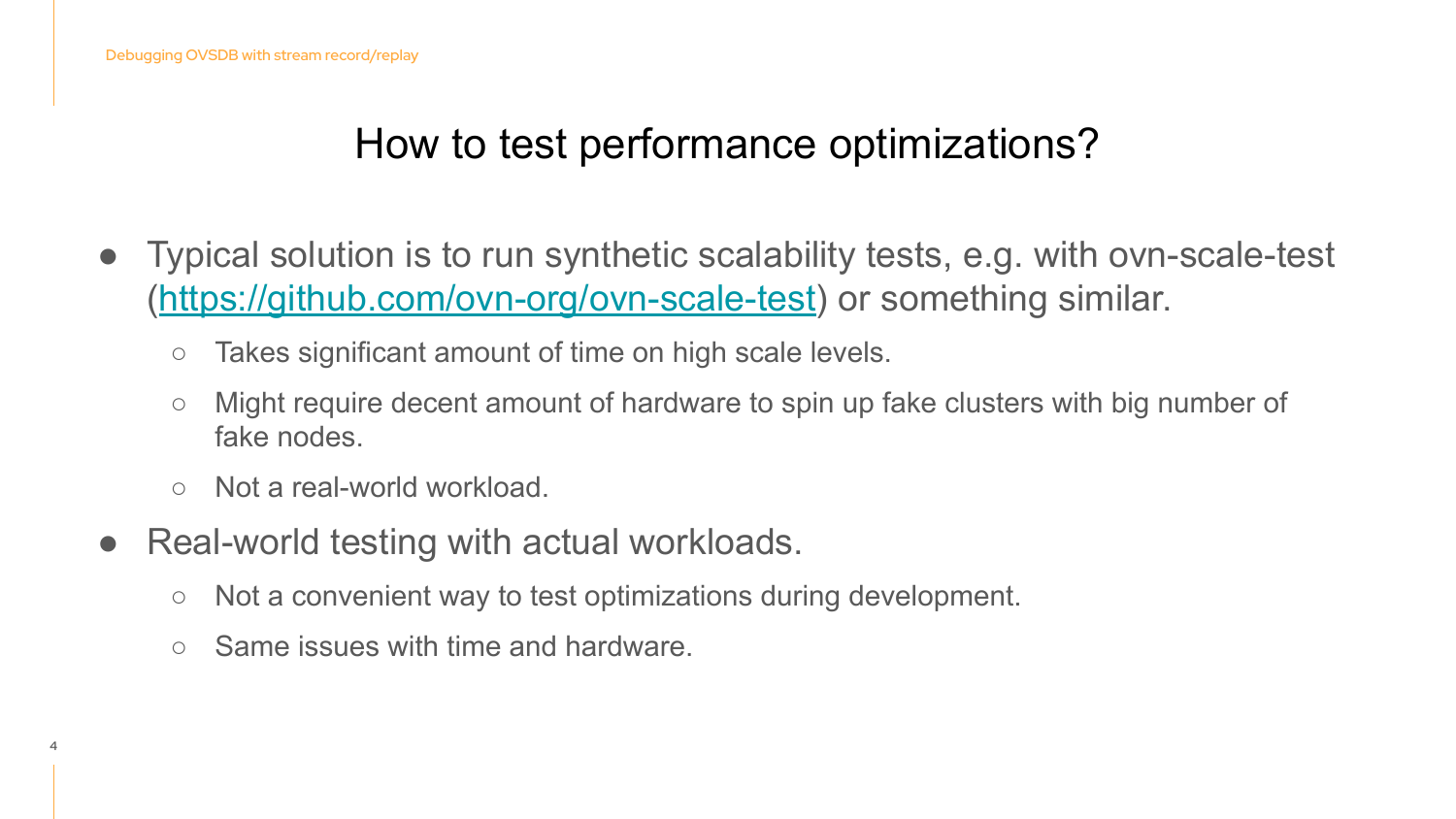# How to test performance optimizations?

- Typical solution is to run synthetic scalability tests, e.g. with ovn-scale-test ([https://github.com/ovn-org/ovn-scale-test](https://github.com/ovn-org/ovn-scale-test)) or something similar.
  - Takes significant amount of time on high scale levels.
  - Might require decent amount of hardware to spin up fake clusters with big number of fake nodes.
  - Not a real-world workload.
- Real-world testing with actual workloads.
  - Not a convenient way to test optimizations during development.
  - Same issues with time and hardware.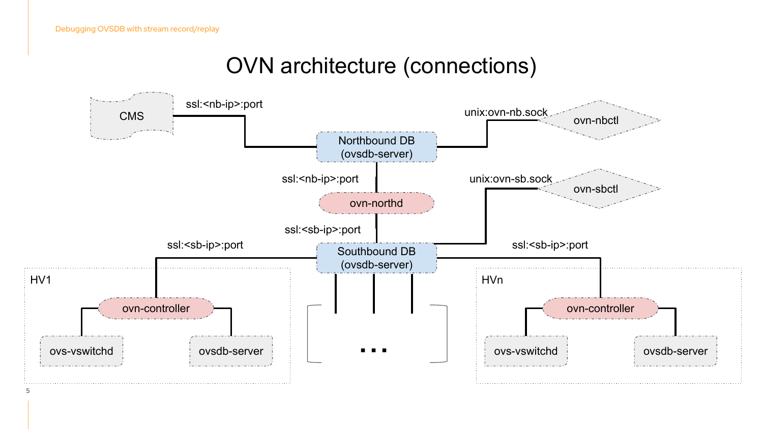# OVN architecture (connections)

CMS

ssl:<nb-ip>:port

Northbound DB (ovsdb-server)

unix:ovn-nb.sock

ovn-nbctl

ssl:<nb-ip>:port

ovn-northd

unix:ovn-sb.sock

ovn-sbctl

ssl:<sb-ip>:port

Southbound DB (ovsdb-server)

ssl:<sb-ip>:port

ssl:<sb-ip>:port

HV1

ovn-controller

ovs-vswitchd

ovsdb-server

...

HVn

ovn-controller

ovs-vswitchd

ovsdb-server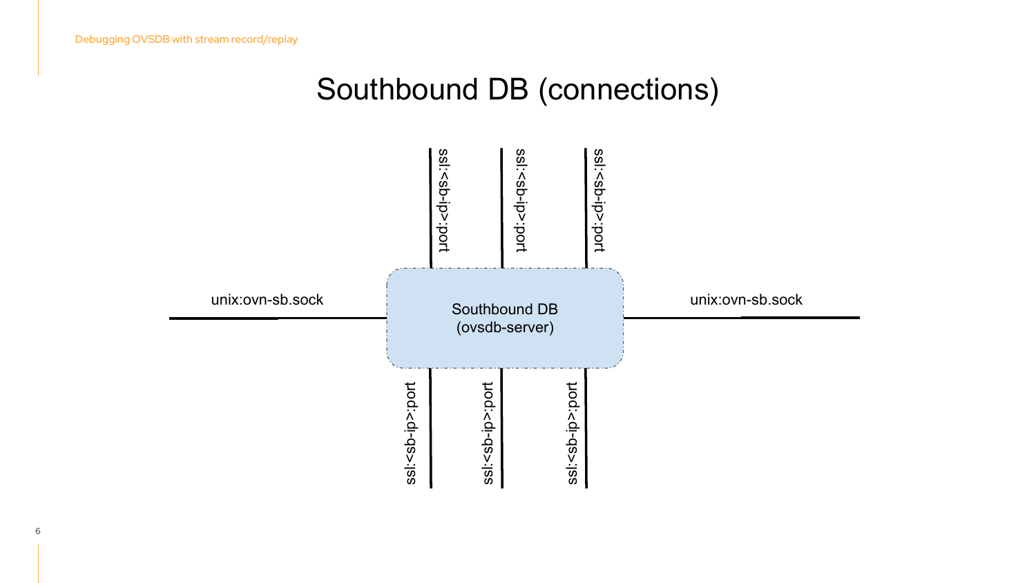# Southbound DB (connections)

Southbound DB
(ovsdb-server)

unix:ovn-sb.sock

unix:ovn-sb.sock

ssl:<sb-ip>:port

ssl:<sb-ip>:port

ssl:<sb-ip>:port

ssl:<sb-ip>:port

ssl:<sb-ip>:port

ssl:<sb-ip>:port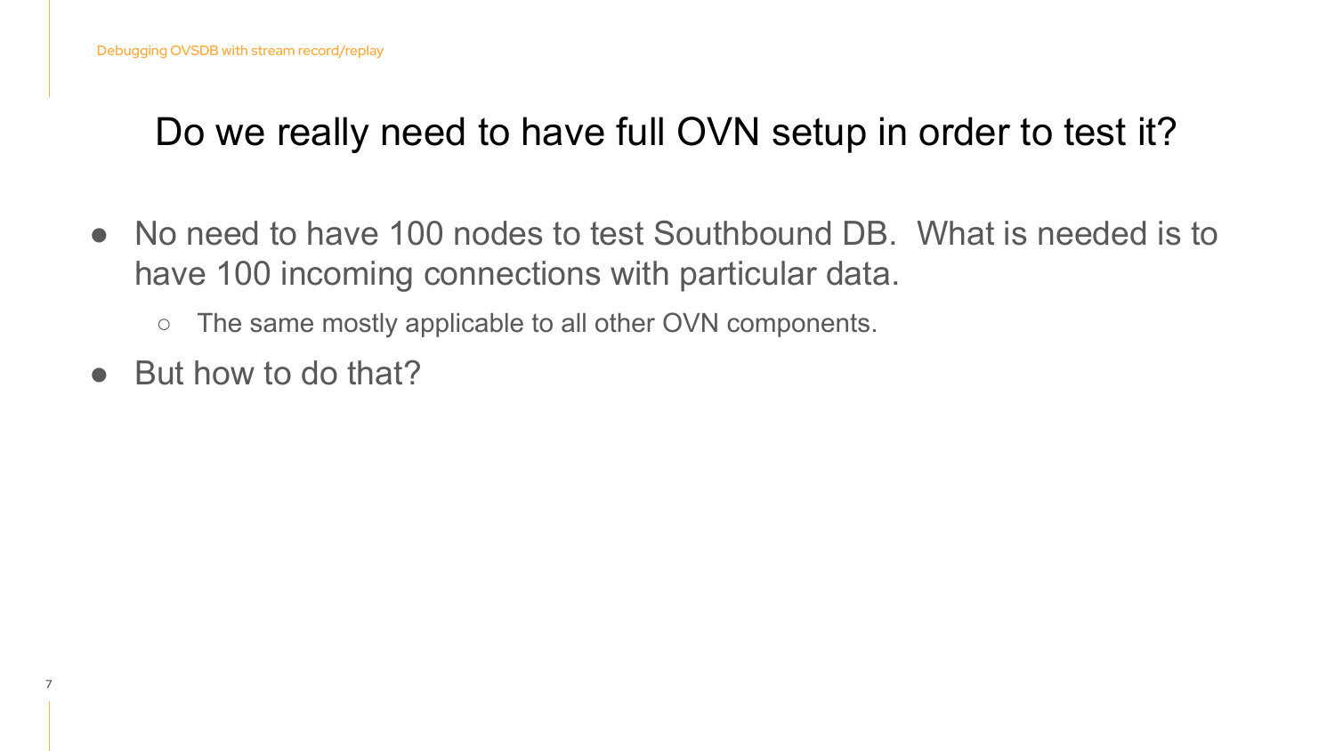# Do we really need to have full OVN setup in order to test it?

- No need to have 100 nodes to test Southbound DB. What is needed is to have 100 incoming connections with particular data.
  - The same mostly applicable to all other OVN components.
- But how to do that?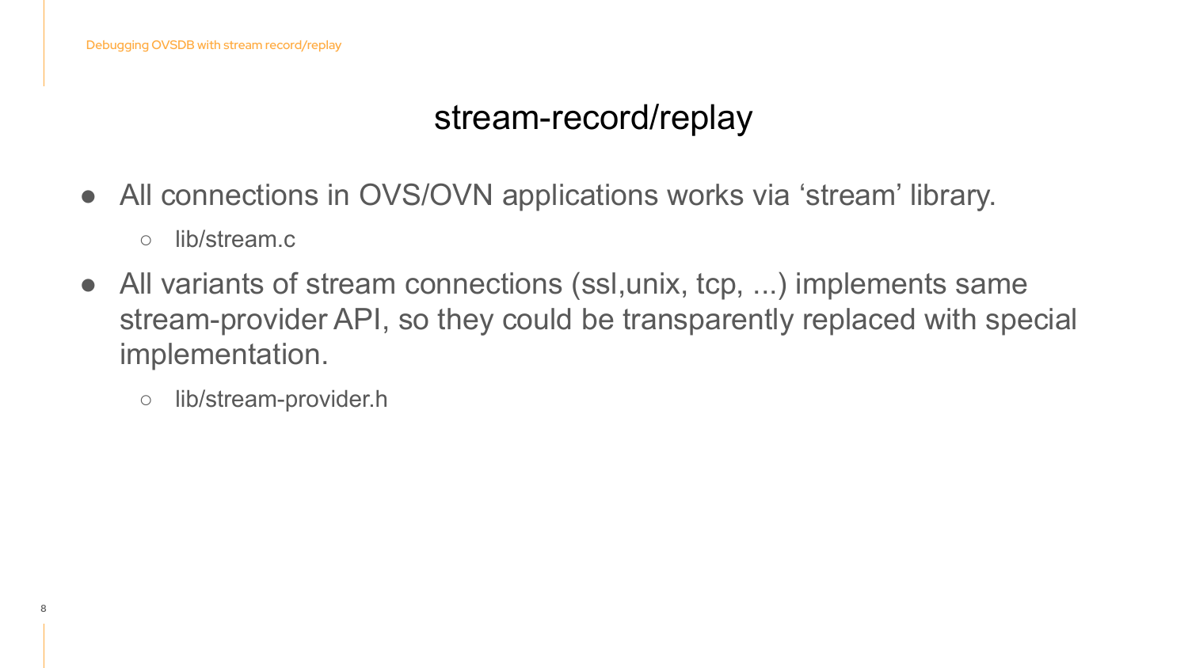## stream-record/replay

- All connections in OVS/OVN applications works via ‘stream’ library.
  - lib/stream.c
- All variants of stream connections (ssl,unix, tcp, ...) implements same stream-provider API, so they could be transparently replaced with special implementation.
  - lib/stream-provider.h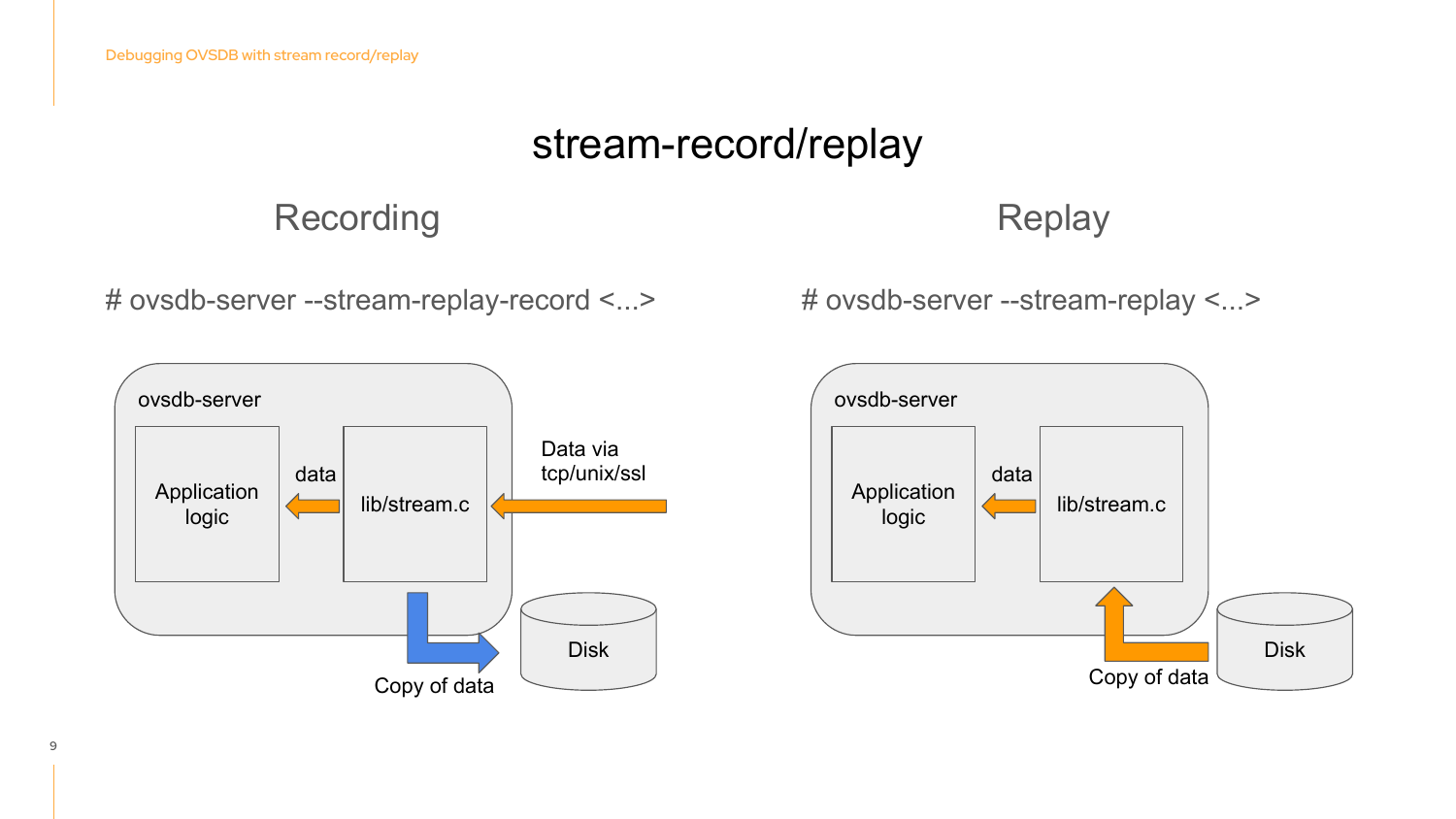# stream-record/replay

## Recording

```
# ovsdb-server --stream-replay-record <...>
```

ovsdb-server

Application logic

data

lib/stream.c

Data via tcp/unix/ssl

Copy of data

Disk

## Replay

```
# ovsdb-server --stream-replay <...>
```

ovsdb-server

Application logic

data

lib/stream.c

Copy of data

Disk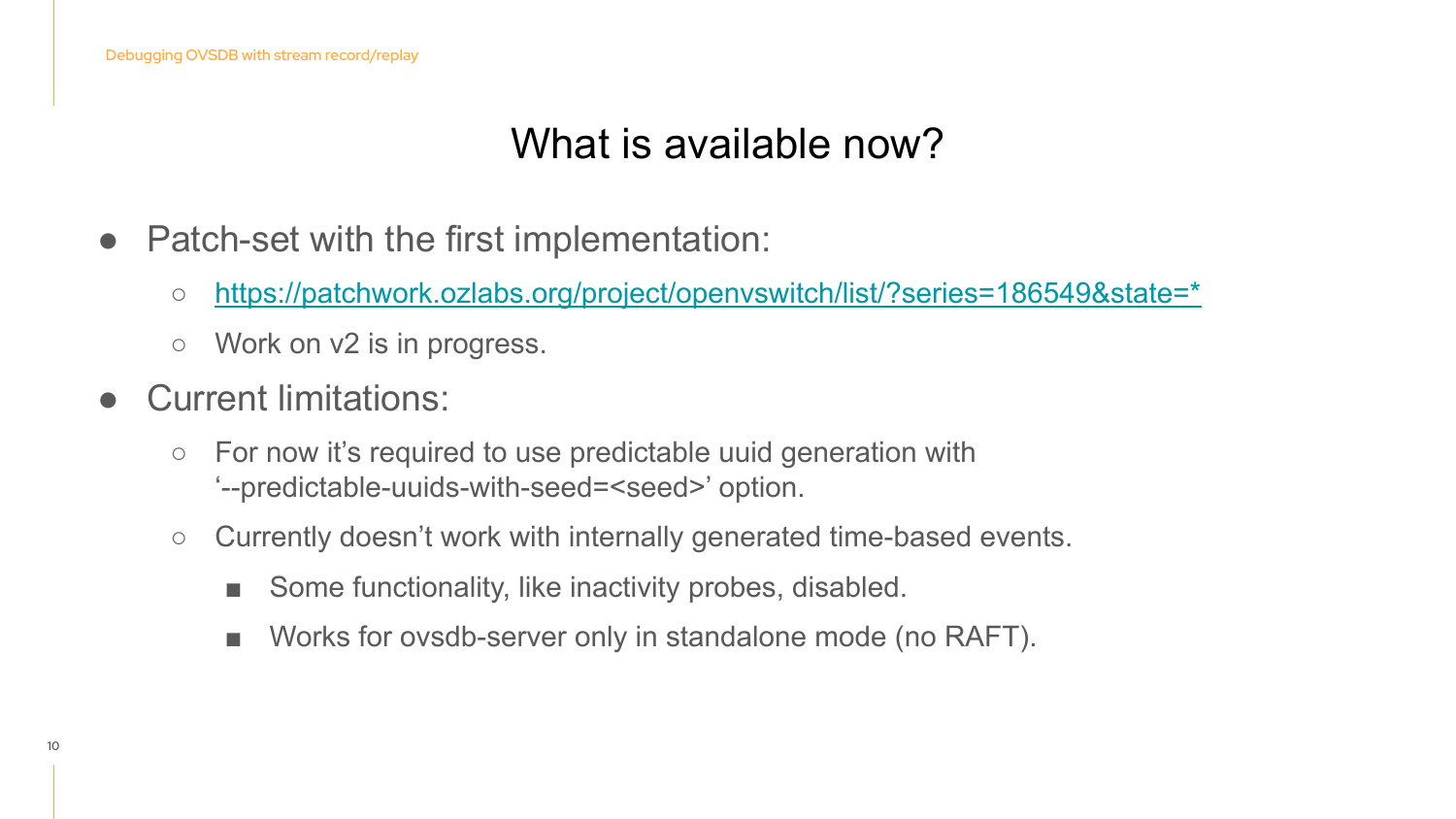# What is available now?

- Patch-set with the first implementation:
  - https://patchwork.ozlabs.org/project/openvswitch/list/?series=186549&state=*
  - Work on v2 is in progress.
- Current limitations:
  - For now it's required to use predictable uuid generation with '--predictable-uuids-with-seed=<seed>' option.
  - Currently doesn't work with internally generated time-based events.
    - Some functionality, like inactivity probes, disabled.
    - Works for ovsdb-server only in standalone mode (no RAFT).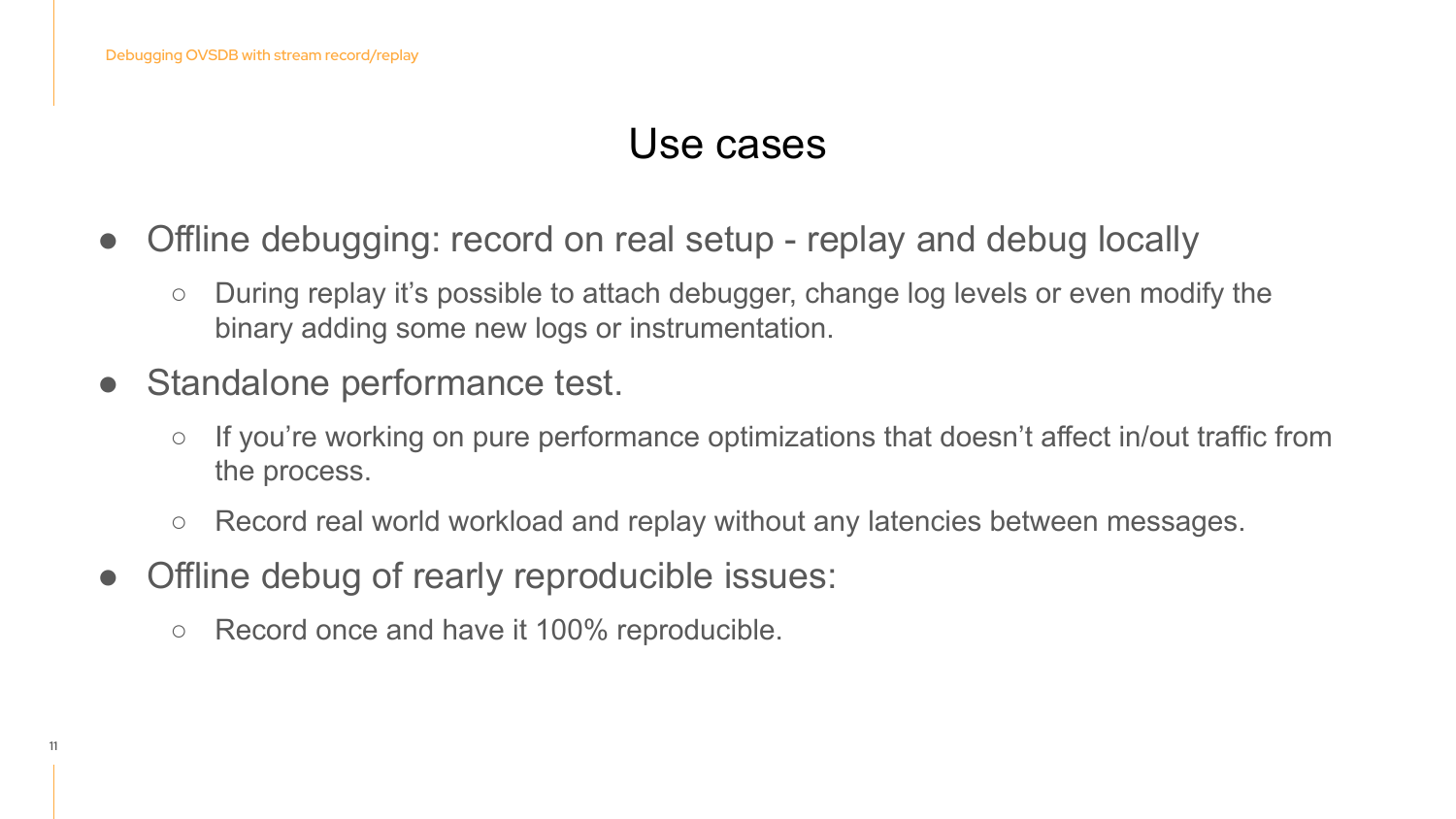# Use cases

- Offline debugging: record on real setup - replay and debug locally
  - During replay it's possible to attach debugger, change log levels or even modify the binary adding some new logs or instrumentation.
- Standalone performance test.
  - If you're working on pure performance optimizations that doesn't affect in/out traffic from the process.
  - Record real world workload and replay without any latencies between messages.
- Offline debug of rearly reproducible issues:
  - Record once and have it 100% reproducible.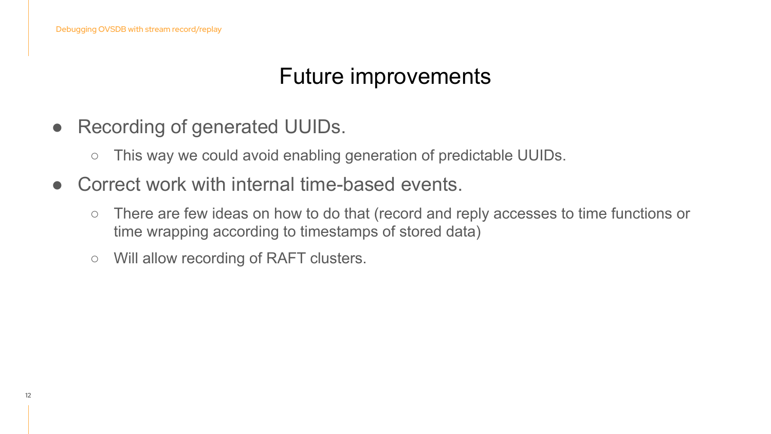# Future improvements

- Recording of generated UUIDs.
  - This way we could avoid enabling generation of predictable UUIDs.
- Correct work with internal time-based events.
  - There are few ideas on how to do that (record and reply accesses to time functions or time wrapping according to timestamps of stored data)
  - Will allow recording of RAFT clusters.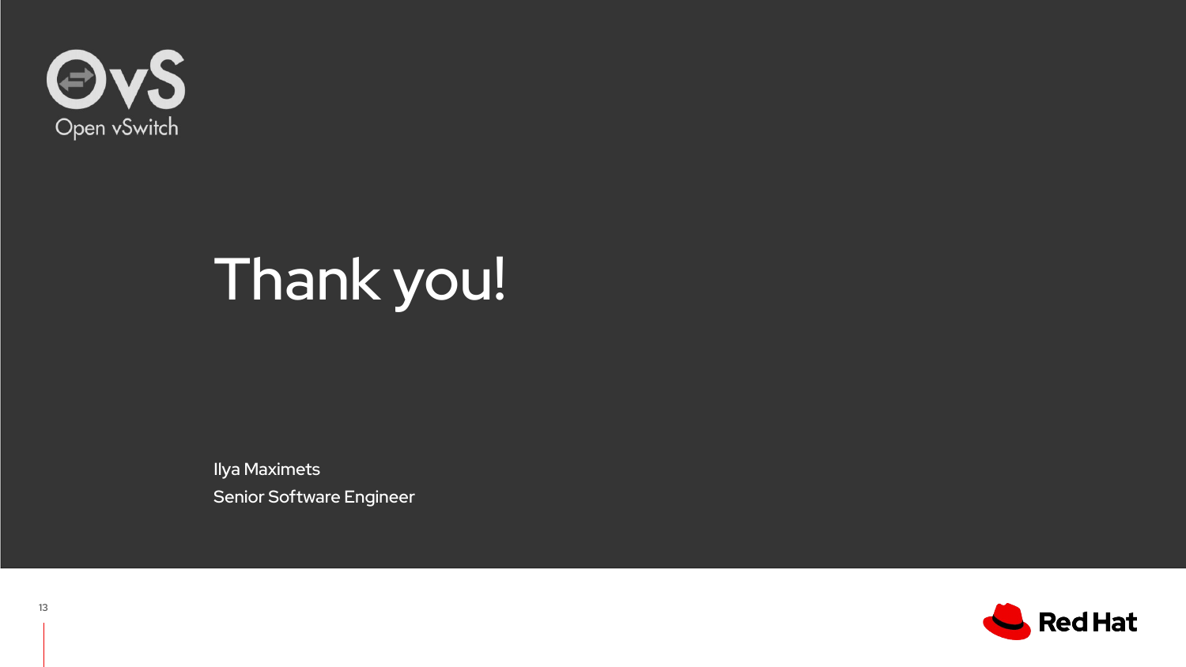# Thank you!

Ilya Maximets

Senior Software Engineer